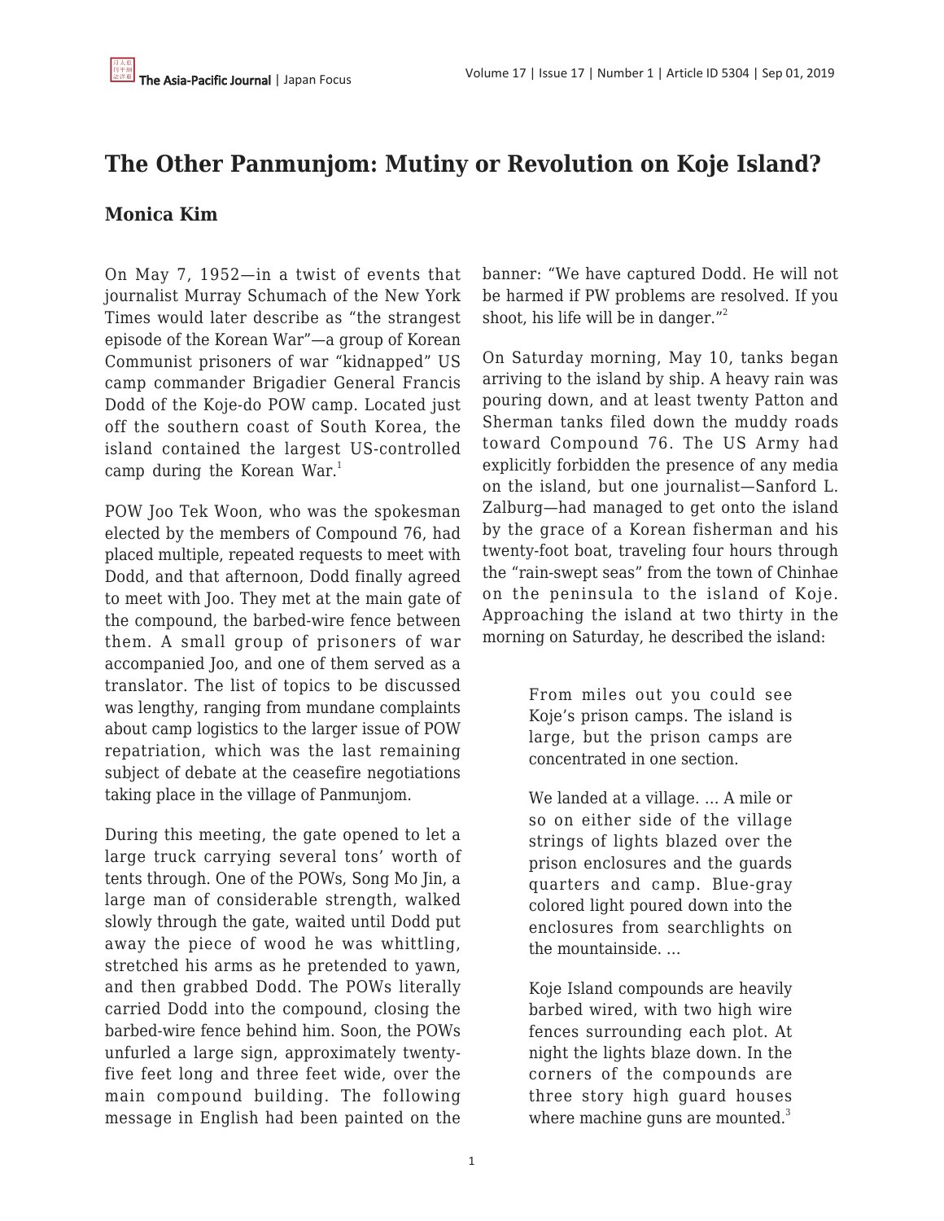# The Other Panmunjom: Mutiny or Revolution on Koje Island?

## Monica Kim

On May 7, 1952—in a twist of events that journalist Murray Schumach of the New York Times would later describe as "the strangest episode of the Korean War"—a group of Korean Communist prisoners of war "kidnapped" US camp commander Brigadier General Francis Dodd of the Koje-do POW camp. Located just off the southern coast of South Korea, the island contained the largest US-controlled camp during the Korean War.[1]

POW Joo Tek Woon, who was the spokesman elected by the members of Compound 76, had placed multiple, repeated requests to meet with Dodd, and that afternoon, Dodd finally agreed to meet with Joo. They met at the main gate of the compound, the barbed-wire fence between them. A small group of prisoners of war accompanied Joo, and one of them served as a translator. The list of topics to be discussed was lengthy, ranging from mundane complaints about camp logistics to the larger issue of POW repatriation, which was the last remaining subject of debate at the ceasefire negotiations taking place in the village of Panmunjom.

During this meeting, the gate opened to let a large truck carrying several tons' worth of tents through. One of the POWs, Song Mo Jin, a large man of considerable strength, walked slowly through the gate, waited until Dodd put away the piece of wood he was whittling, stretched his arms as he pretended to yawn, and then grabbed Dodd. The POWs literally carried Dodd into the compound, closing the barbed-wire fence behind him. Soon, the POWs unfurled a large sign, approximately twenty-five feet long and three feet wide, over the main compound building. The following message in English had been painted on the banner: "We have captured Dodd. He will not be harmed if PW problems are resolved. If you shoot, his life will be in danger."[2]

On Saturday morning, May 10, tanks began arriving to the island by ship. A heavy rain was pouring down, and at least twenty Patton and Sherman tanks filed down the muddy roads toward Compound 76. The US Army had explicitly forbidden the presence of any media on the island, but one journalist—Sanford L. Zalburg—had managed to get onto the island by the grace of a Korean fisherman and his twenty-foot boat, traveling four hours through the "rain-swept seas" from the town of Chinhae on the peninsula to the island of Koje. Approaching the island at two thirty in the morning on Saturday, he described the island:

> From miles out you could see Koje's prison camps. The island is large, but the prison camps are concentrated in one section.
>
> We landed at a village. … A mile or so on either side of the village strings of lights blazed over the prison enclosures and the guards quarters and camp. Blue-gray colored light poured down into the enclosures from searchlights on the mountainside. …
>
> Koje Island compounds are heavily barbed wired, with two high wire fences surrounding each plot. At night the lights blaze down. In the corners of the compounds are three story high guard houses where machine guns are mounted.[3]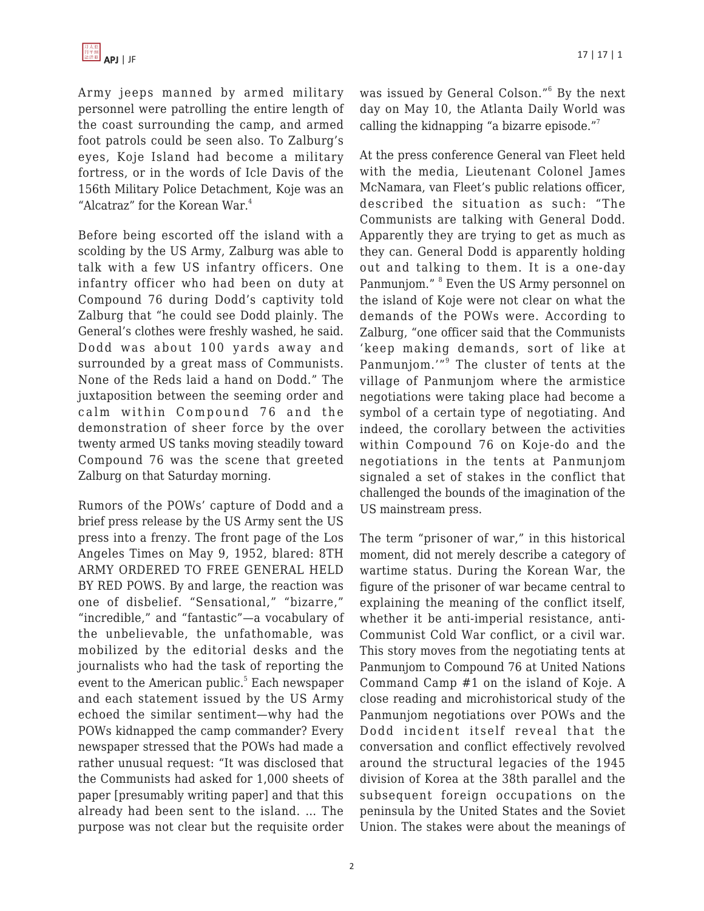Army jeeps manned by armed military personnel were patrolling the entire length of the coast surrounding the camp, and armed foot patrols could be seen also. To Zalburg's eyes, Koje Island had become a military fortress, or in the words of Icle Davis of the 156th Military Police Detachment, Koje was an "Alcatraz" for the Korean War.[4]

Before being escorted off the island with a scolding by the US Army, Zalburg was able to talk with a few US infantry officers. One infantry officer who had been on duty at Compound 76 during Dodd's captivity told Zalburg that "he could see Dodd plainly. The General's clothes were freshly washed, he said. Dodd was about 100 yards away and surrounded by a great mass of Communists. None of the Reds laid a hand on Dodd." The juxtaposition between the seeming order and calm within Compound 76 and the demonstration of sheer force by the over twenty armed US tanks moving steadily toward Compound 76 was the scene that greeted Zalburg on that Saturday morning.

Rumors of the POWs' capture of Dodd and a brief press release by the US Army sent the US press into a frenzy. The front page of the Los Angeles Times on May 9, 1952, blared: 8TH ARMY ORDERED TO FREE GENERAL HELD BY RED POWS. By and large, the reaction was one of disbelief. "Sensational," "bizarre," "incredible," and "fantastic"—a vocabulary of the unbelievable, the unfathomable, was mobilized by the editorial desks and the journalists who had the task of reporting the event to the American public.[5] Each newspaper and each statement issued by the US Army echoed the similar sentiment—why had the POWs kidnapped the camp commander? Every newspaper stressed that the POWs had made a rather unusual request: "It was disclosed that the Communists had asked for 1,000 sheets of paper [presumably writing paper] and that this already had been sent to the island. ... The purpose was not clear but the requisite order was issued by General Colson."[6] By the next day on May 10, the Atlanta Daily World was calling the kidnapping "a bizarre episode."[7]

At the press conference General van Fleet held with the media, Lieutenant Colonel James McNamara, van Fleet's public relations officer, described the situation as such: "The Communists are talking with General Dodd. Apparently they are trying to get as much as they can. General Dodd is apparently holding out and talking to them. It is a one-day Panmunjom."[8] Even the US Army personnel on the island of Koje were not clear on what the demands of the POWs were. According to Zalburg, "one officer said that the Communists 'keep making demands, sort of like at Panmunjom.'"[9] The cluster of tents at the village of Panmunjom where the armistice negotiations were taking place had become a symbol of a certain type of negotiating. And indeed, the corollary between the activities within Compound 76 on Koje-do and the negotiations in the tents at Panmunjom signaled a set of stakes in the conflict that challenged the bounds of the imagination of the US mainstream press.

The term "prisoner of war," in this historical moment, did not merely describe a category of wartime status. During the Korean War, the figure of the prisoner of war became central to explaining the meaning of the conflict itself, whether it be anti-imperial resistance, anti-Communist Cold War conflict, or a civil war. This story moves from the negotiating tents at Panmunjom to Compound 76 at United Nations Command Camp #1 on the island of Koje. A close reading and microhistorical study of the Panmunjom negotiations over POWs and the Dodd incident itself reveal that the conversation and conflict effectively revolved around the structural legacies of the 1945 division of Korea at the 38th parallel and the subsequent foreign occupations on the peninsula by the United States and the Soviet Union. The stakes were about the meanings of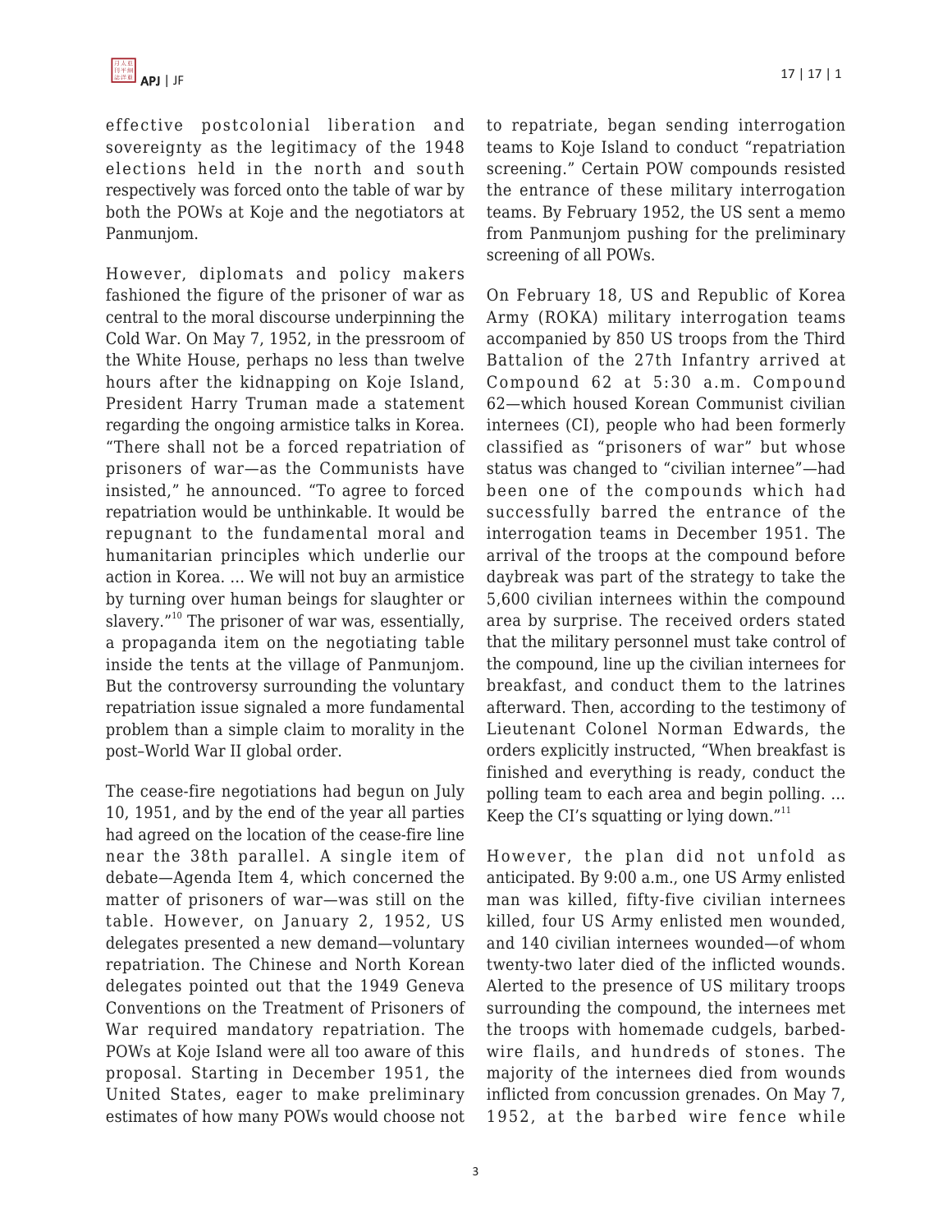effective postcolonial liberation and sovereignty as the legitimacy of the 1948 elections held in the north and south respectively was forced onto the table of war by both the POWs at Koje and the negotiators at Panmunjom.

However, diplomats and policy makers fashioned the figure of the prisoner of war as central to the moral discourse underpinning the Cold War. On May 7, 1952, in the pressroom of the White House, perhaps no less than twelve hours after the kidnapping on Koje Island, President Harry Truman made a statement regarding the ongoing armistice talks in Korea. "There shall not be a forced repatriation of prisoners of war—as the Communists have insisted," he announced. "To agree to forced repatriation would be unthinkable. It would be repugnant to the fundamental moral and humanitarian principles which underlie our action in Korea. … We will not buy an armistice by turning over human beings for slaughter or slavery."[10] The prisoner of war was, essentially, a propaganda item on the negotiating table inside the tents at the village of Panmunjom. But the controversy surrounding the voluntary repatriation issue signaled a more fundamental problem than a simple claim to morality in the post–World War II global order.

The cease-fire negotiations had begun on July 10, 1951, and by the end of the year all parties had agreed on the location of the cease-fire line near the 38th parallel. A single item of debate—Agenda Item 4, which concerned the matter of prisoners of war—was still on the table. However, on January 2, 1952, US delegates presented a new demand—voluntary repatriation. The Chinese and North Korean delegates pointed out that the 1949 Geneva Conventions on the Treatment of Prisoners of War required mandatory repatriation. The POWs at Koje Island were all too aware of this proposal. Starting in December 1951, the United States, eager to make preliminary estimates of how many POWs would choose not to repatriate, began sending interrogation teams to Koje Island to conduct "repatriation screening." Certain POW compounds resisted the entrance of these military interrogation teams. By February 1952, the US sent a memo from Panmunjom pushing for the preliminary screening of all POWs.

On February 18, US and Republic of Korea Army (ROKA) military interrogation teams accompanied by 850 US troops from the Third Battalion of the 27th Infantry arrived at Compound 62 at 5:30 a.m. Compound 62—which housed Korean Communist civilian internees (CI), people who had been formerly classified as "prisoners of war" but whose status was changed to "civilian internee"—had been one of the compounds which had successfully barred the entrance of the interrogation teams in December 1951. The arrival of the troops at the compound before daybreak was part of the strategy to take the 5,600 civilian internees within the compound area by surprise. The received orders stated that the military personnel must take control of the compound, line up the civilian internees for breakfast, and conduct them to the latrines afterward. Then, according to the testimony of Lieutenant Colonel Norman Edwards, the orders explicitly instructed, "When breakfast is finished and everything is ready, conduct the polling team to each area and begin polling. … Keep the CI's squatting or lying down."[11]

However, the plan did not unfold as anticipated. By 9:00 a.m., one US Army enlisted man was killed, fifty-five civilian internees killed, four US Army enlisted men wounded, and 140 civilian internees wounded—of whom twenty-two later died of the inflicted wounds. Alerted to the presence of US military troops surrounding the compound, the internees met the troops with homemade cudgels, barbed-wire flails, and hundreds of stones. The majority of the internees died from wounds inflicted from concussion grenades. On May 7, 1952, at the barbed wire fence while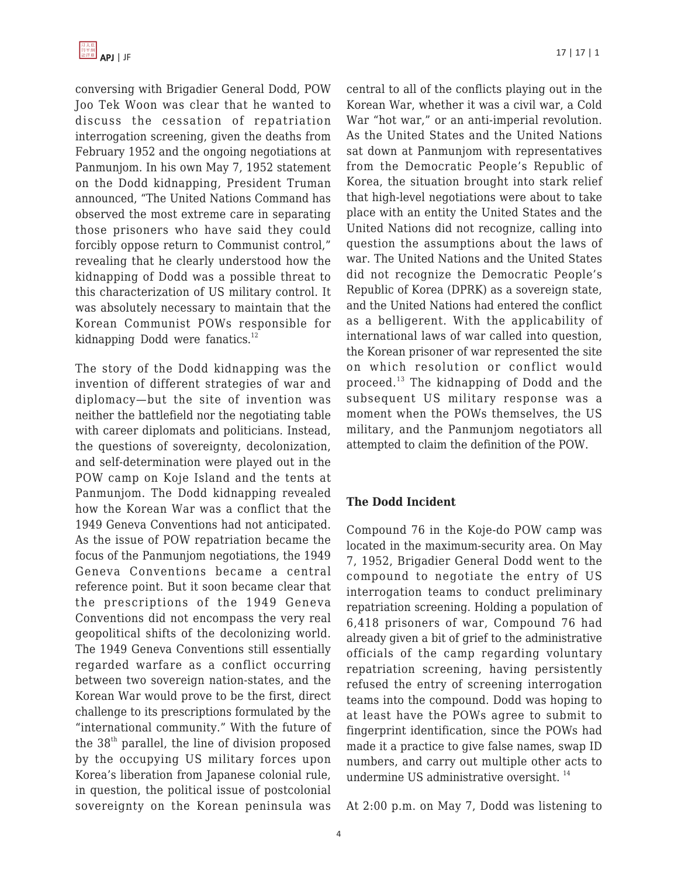conversing with Brigadier General Dodd, POW Joo Tek Woon was clear that he wanted to discuss the cessation of repatriation interrogation screening, given the deaths from February 1952 and the ongoing negotiations at Panmunjom. In his own May 7, 1952 statement on the Dodd kidnapping, President Truman announced, "The United Nations Command has observed the most extreme care in separating those prisoners who have said they could forcibly oppose return to Communist control," revealing that he clearly understood how the kidnapping of Dodd was a possible threat to this characterization of US military control. It was absolutely necessary to maintain that the Korean Communist POWs responsible for kidnapping Dodd were fanatics.[12]

The story of the Dodd kidnapping was the invention of different strategies of war and diplomacy—but the site of invention was neither the battlefield nor the negotiating table with career diplomats and politicians. Instead, the questions of sovereignty, decolonization, and self-determination were played out in the POW camp on Koje Island and the tents at Panmunjom. The Dodd kidnapping revealed how the Korean War was a conflict that the 1949 Geneva Conventions had not anticipated. As the issue of POW repatriation became the focus of the Panmunjom negotiations, the 1949 Geneva Conventions became a central reference point. But it soon became clear that the prescriptions of the 1949 Geneva Conventions did not encompass the very real geopolitical shifts of the decolonizing world. The 1949 Geneva Conventions still essentially regarded warfare as a conflict occurring between two sovereign nation-states, and the Korean War would prove to be the first, direct challenge to its prescriptions formulated by the "international community." With the future of the 38th parallel, the line of division proposed by the occupying US military forces upon Korea's liberation from Japanese colonial rule, in question, the political issue of postcolonial sovereignty on the Korean peninsula was central to all of the conflicts playing out in the Korean War, whether it was a civil war, a Cold War "hot war," or an anti-imperial revolution. As the United States and the United Nations sat down at Panmunjom with representatives from the Democratic People's Republic of Korea, the situation brought into stark relief that high-level negotiations were about to take place with an entity the United States and the United Nations did not recognize, calling into question the assumptions about the laws of war. The United Nations and the United States did not recognize the Democratic People's Republic of Korea (DPRK) as a sovereign state, and the United Nations had entered the conflict as a belligerent. With the applicability of international laws of war called into question, the Korean prisoner of war represented the site on which resolution or conflict would proceed.[13] The kidnapping of Dodd and the subsequent US military response was a moment when the POWs themselves, the US military, and the Panmunjom negotiators all attempted to claim the definition of the POW.

## The Dodd Incident

Compound 76 in the Koje-do POW camp was located in the maximum-security area. On May 7, 1952, Brigadier General Dodd went to the compound to negotiate the entry of US interrogation teams to conduct preliminary repatriation screening. Holding a population of 6,418 prisoners of war, Compound 76 had already given a bit of grief to the administrative officials of the camp regarding voluntary repatriation screening, having persistently refused the entry of screening interrogation teams into the compound. Dodd was hoping to at least have the POWs agree to submit to fingerprint identification, since the POWs had made it a practice to give false names, swap ID numbers, and carry out multiple other acts to undermine US administrative oversight.[14]

At 2:00 p.m. on May 7, Dodd was listening to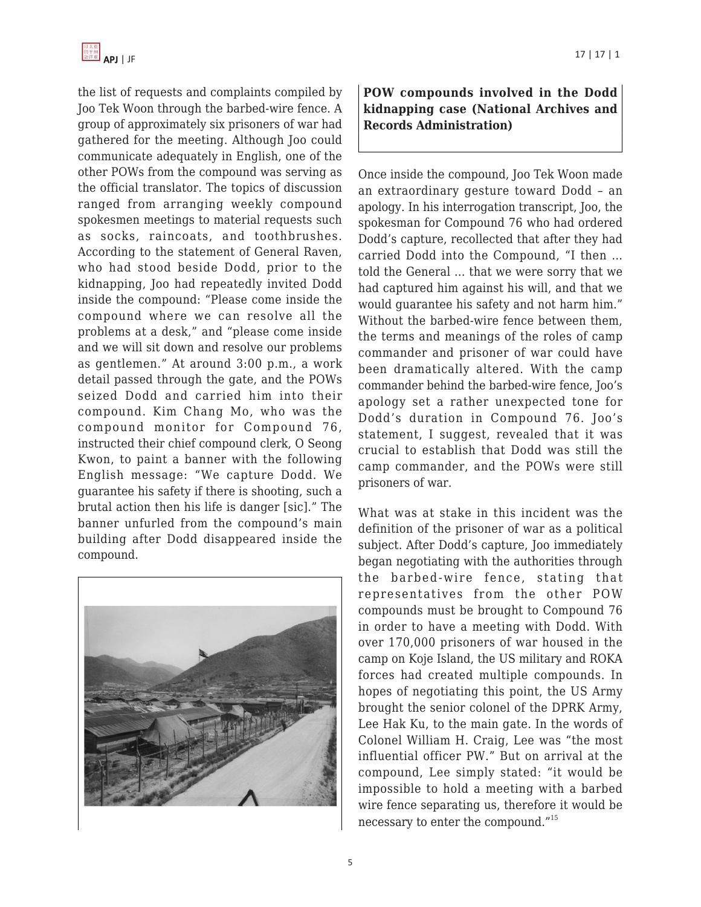the list of requests and complaints compiled by Joo Tek Woon through the barbed-wire fence. A group of approximately six prisoners of war had gathered for the meeting. Although Joo could communicate adequately in English, one of the other POWs from the compound was serving as the official translator. The topics of discussion ranged from arranging weekly compound spokesmen meetings to material requests such as socks, raincoats, and toothbrushes. According to the statement of General Raven, who had stood beside Dodd, prior to the kidnapping, Joo had repeatedly invited Dodd inside the compound: "Please come inside the compound where we can resolve all the problems at a desk," and "please come inside and we will sit down and resolve our problems as gentlemen." At around 3:00 p.m., a work detail passed through the gate, and the POWs seized Dodd and carried him into their compound. Kim Chang Mo, who was the compound monitor for Compound 76, instructed their chief compound clerk, O Seong Kwon, to paint a banner with the following English message: "We capture Dodd. We guarantee his safety if there is shooting, such a brutal action then his life is danger [sic]." The banner unfurled from the compound's main building after Dodd disappeared inside the compound.

**POW compounds involved in the Dodd kidnapping case (National Archives and Records Administration)**

Once inside the compound, Joo Tek Woon made an extraordinary gesture toward Dodd – an apology. In his interrogation transcript, Joo, the spokesman for Compound 76 who had ordered Dodd's capture, recollected that after they had carried Dodd into the Compound, "I then ... told the General ... that we were sorry that we had captured him against his will, and that we would guarantee his safety and not harm him." Without the barbed-wire fence between them, the terms and meanings of the roles of camp commander and prisoner of war could have been dramatically altered. With the camp commander behind the barbed-wire fence, Joo's apology set a rather unexpected tone for Dodd's duration in Compound 76. Joo's statement, I suggest, revealed that it was crucial to establish that Dodd was still the camp commander, and the POWs were still prisoners of war.

What was at stake in this incident was the definition of the prisoner of war as a political subject. After Dodd's capture, Joo immediately began negotiating with the authorities through the barbed-wire fence, stating that representatives from the other POW compounds must be brought to Compound 76 in order to have a meeting with Dodd. With over 170,000 prisoners of war housed in the camp on Koje Island, the US military and ROKA forces had created multiple compounds. In hopes of negotiating this point, the US Army brought the senior colonel of the DPRK Army, Lee Hak Ku, to the main gate. In the words of Colonel William H. Craig, Lee was "the most influential officer PW." But on arrival at the compound, Lee simply stated: "it would be impossible to hold a meeting with a barbed wire fence separating us, therefore it would be necessary to enter the compound."[15]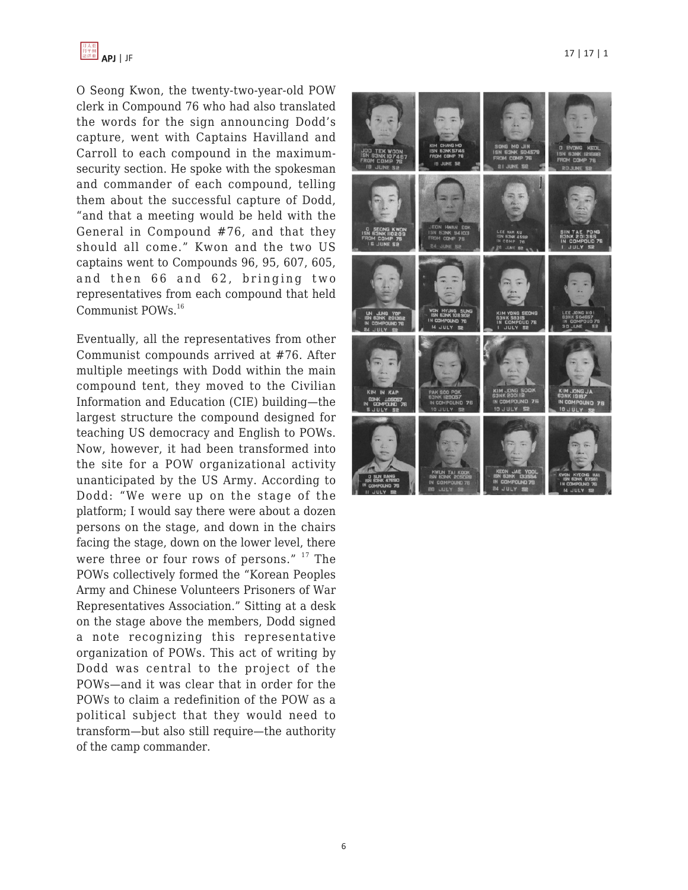O Seong Kwon, the twenty-two-year-old POW clerk in Compound 76 who had also translated the words for the sign announcing Dodd's capture, went with Captains Havilland and Carroll to each compound in the maximum-security section. He spoke with the spokesman and commander of each compound, telling them about the successful capture of Dodd, "and that a meeting would be held with the General in Compound #76, and that they should all come." Kwon and the two US captains went to Compounds 96, 95, 607, 605, and then 66 and 62, bringing two representatives from each compound that held Communist POWs.[16]

Eventually, all the representatives from other Communist compounds arrived at #76. After multiple meetings with Dodd within the main compound tent, they moved to the Civilian Information and Education (CIE) building—the largest structure the compound designed for teaching US democracy and English to POWs. Now, however, it had been transformed into the site for a POW organizational activity unanticipated by the US Army. According to Dodd: "We were up on the stage of the platform; I would say there were about a dozen persons on the stage, and down in the chairs facing the stage, down on the lower level, there were three or four rows of persons." [17] The POWs collectively formed the "Korean Peoples Army and Chinese Volunteers Prisoners of War Representatives Association." Sitting at a desk on the stage above the members, Dodd signed a note recognizing this representative organization of POWs. This act of writing by Dodd was central to the project of the POWs—and it was clear that in order for the POWs to claim a redefinition of the POW as a political subject that they would need to transform—but also still require—the authority of the camp commander.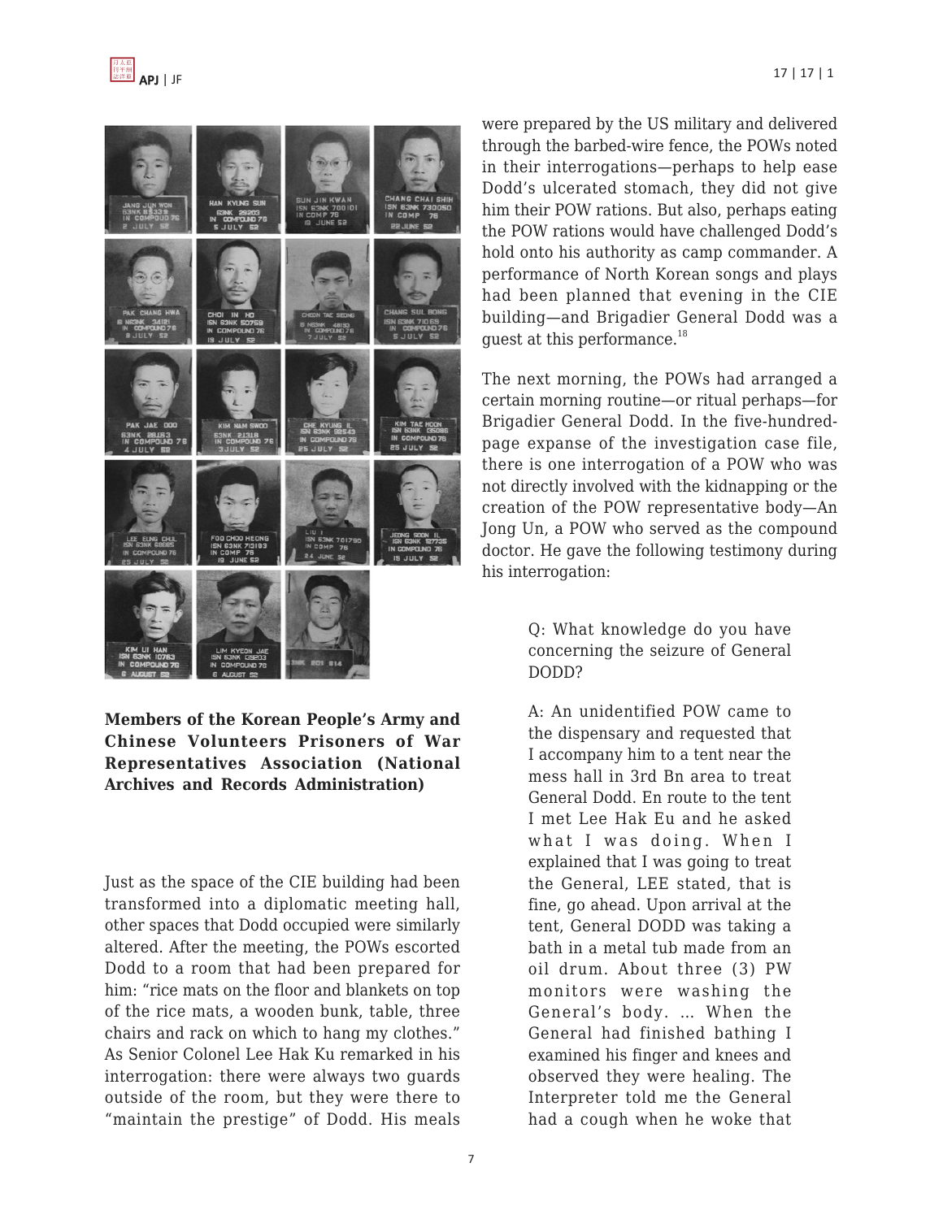**Members of the Korean People's Army and Chinese Volunteers Prisoners of War Representatives Association (National Archives and Records Administration)**

Just as the space of the CIE building had been transformed into a diplomatic meeting hall, other spaces that Dodd occupied were similarly altered. After the meeting, the POWs escorted Dodd to a room that had been prepared for him: "rice mats on the floor and blankets on top of the rice mats, a wooden bunk, table, three chairs and rack on which to hang my clothes." As Senior Colonel Lee Hak Ku remarked in his interrogation: there were always two guards outside of the room, but they were there to "maintain the prestige" of Dodd. His meals were prepared by the US military and delivered through the barbed-wire fence, the POWs noted in their interrogations—perhaps to help ease Dodd's ulcerated stomach, they did not give him their POW rations. But also, perhaps eating the POW rations would have challenged Dodd's hold onto his authority as camp commander. A performance of North Korean songs and plays had been planned that evening in the CIE building—and Brigadier General Dodd was a guest at this performance.[18]

The next morning, the POWs had arranged a certain morning routine—or ritual perhaps—for Brigadier General Dodd. In the five-hundred-page expanse of the investigation case file, there is one interrogation of a POW who was not directly involved with the kidnapping or the creation of the POW representative body—An Jong Un, a POW who served as the compound doctor. He gave the following testimony during his interrogation:

> Q: What knowledge do you have concerning the seizure of General DODD?
>
> A: An unidentified POW came to the dispensary and requested that I accompany him to a tent near the mess hall in 3rd Bn area to treat General Dodd. En route to the tent I met Lee Hak Eu and he asked what I was doing. When I explained that I was going to treat the General, LEE stated, that is fine, go ahead. Upon arrival at the tent, General DODD was taking a bath in a metal tub made from an oil drum. About three (3) PW monitors were washing the General's body. ... When the General had finished bathing I examined his finger and knees and observed they were healing. The Interpreter told me the General had a cough when he woke that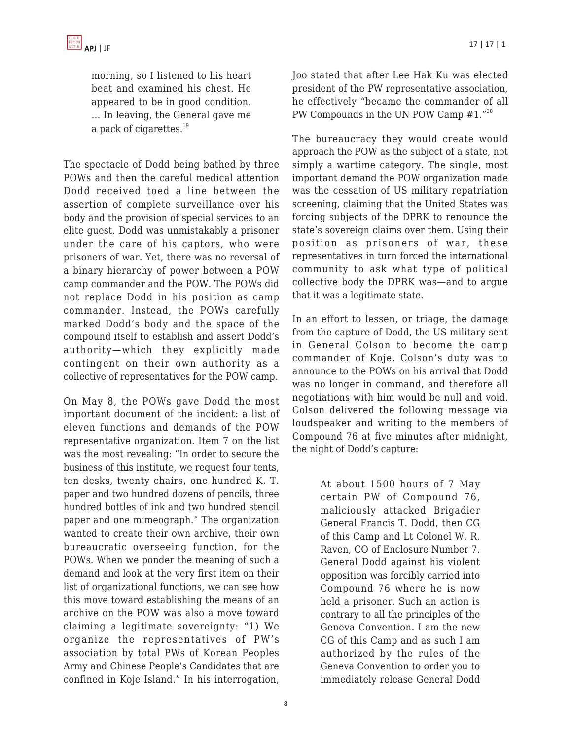> morning, so I listened to his heart beat and examined his chest. He appeared to be in good condition. ... In leaving, the General gave me a pack of cigarettes.[19]

The spectacle of Dodd being bathed by three POWs and then the careful medical attention Dodd received toed a line between the assertion of complete surveillance over his body and the provision of special services to an elite guest. Dodd was unmistakably a prisoner under the care of his captors, who were prisoners of war. Yet, there was no reversal of a binary hierarchy of power between a POW camp commander and the POW. The POWs did not replace Dodd in his position as camp commander. Instead, the POWs carefully marked Dodd's body and the space of the compound itself to establish and assert Dodd's authority—which they explicitly made contingent on their own authority as a collective of representatives for the POW camp.

On May 8, the POWs gave Dodd the most important document of the incident: a list of eleven functions and demands of the POW representative organization. Item 7 on the list was the most revealing: "In order to secure the business of this institute, we request four tents, ten desks, twenty chairs, one hundred K. T. paper and two hundred dozens of pencils, three hundred bottles of ink and two hundred stencil paper and one mimeograph." The organization wanted to create their own archive, their own bureaucratic overseeing function, for the POWs. When we ponder the meaning of such a demand and look at the very first item on their list of organizational functions, we can see how this move toward establishing the means of an archive on the POW was also a move toward claiming a legitimate sovereignty: "1) We organize the representatives of PW's association by total PWs of Korean Peoples Army and Chinese People's Candidates that are confined in Koje Island." In his interrogation, Joo stated that after Lee Hak Ku was elected president of the PW representative association, he effectively "became the commander of all PW Compounds in the UN POW Camp #1."[20]

The bureaucracy they would create would approach the POW as the subject of a state, not simply a wartime category. The single, most important demand the POW organization made was the cessation of US military repatriation screening, claiming that the United States was forcing subjects of the DPRK to renounce the state's sovereign claims over them. Using their position as prisoners of war, these representatives in turn forced the international community to ask what type of political collective body the DPRK was—and to argue that it was a legitimate state.

In an effort to lessen, or triage, the damage from the capture of Dodd, the US military sent in General Colson to become the camp commander of Koje. Colson's duty was to announce to the POWs on his arrival that Dodd was no longer in command, and therefore all negotiations with him would be null and void. Colson delivered the following message via loudspeaker and writing to the members of Compound 76 at five minutes after midnight, the night of Dodd's capture:

> At about 1500 hours of 7 May certain PW of Compound 76, maliciously attacked Brigadier General Francis T. Dodd, then CG of this Camp and Lt Colonel W. R. Raven, CO of Enclosure Number 7. General Dodd against his violent opposition was forcibly carried into Compound 76 where he is now held a prisoner. Such an action is contrary to all the principles of the Geneva Convention. I am the new CG of this Camp and as such I am authorized by the rules of the Geneva Convention to order you to immediately release General Dodd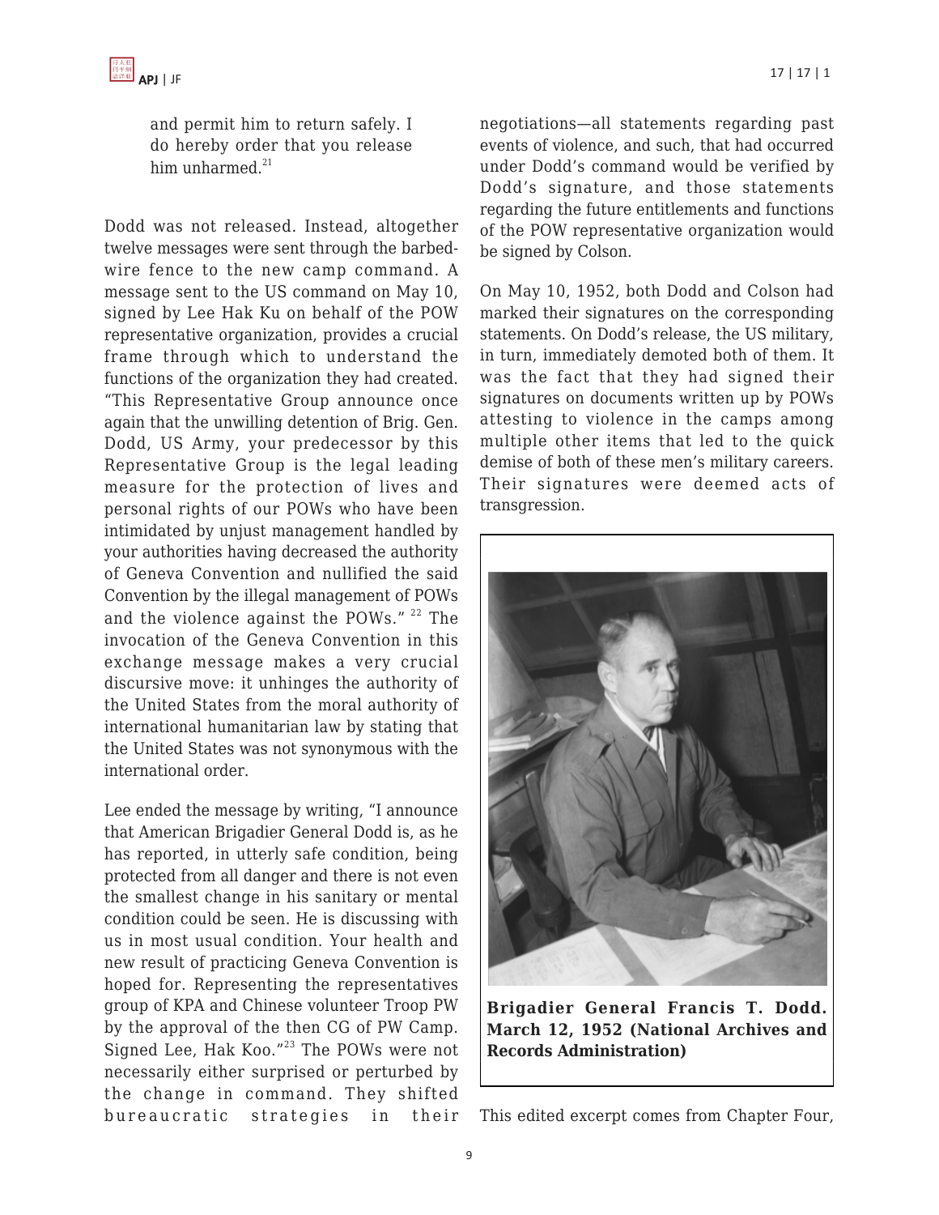> and permit him to return safely. I do hereby order that you release him unharmed.[21]

Dodd was not released. Instead, altogether twelve messages were sent through the barbed-wire fence to the new camp command. A message sent to the US command on May 10, signed by Lee Hak Ku on behalf of the POW representative organization, provides a crucial frame through which to understand the functions of the organization they had created. "This Representative Group announce once again that the unwilling detention of Brig. Gen. Dodd, US Army, your predecessor by this Representative Group is the legal leading measure for the protection of lives and personal rights of our POWs who have been intimidated by unjust management handled by your authorities having decreased the authority of Geneva Convention and nullified the said Convention by the illegal management of POWs and the violence against the POWs." [22] The invocation of the Geneva Convention in this exchange message makes a very crucial discursive move: it unhinges the authority of the United States from the moral authority of international humanitarian law by stating that the United States was not synonymous with the international order.

Lee ended the message by writing, "I announce that American Brigadier General Dodd is, as he has reported, in utterly safe condition, being protected from all danger and there is not even the smallest change in his sanitary or mental condition could be seen. He is discussing with us in most usual condition. Your health and new result of practicing Geneva Convention is hoped for. Representing the representatives group of KPA and Chinese volunteer Troop PW by the approval of the then CG of PW Camp. Signed Lee, Hak Koo."[23] The POWs were not necessarily either surprised or perturbed by the change in command. They shifted bureaucratic strategies in their negotiations—all statements regarding past events of violence, and such, that had occurred under Dodd's command would be verified by Dodd's signature, and those statements regarding the future entitlements and functions of the POW representative organization would be signed by Colson.

On May 10, 1952, both Dodd and Colson had marked their signatures on the corresponding statements. On Dodd's release, the US military, in turn, immediately demoted both of them. It was the fact that they had signed their signatures on documents written up by POWs attesting to violence in the camps among multiple other items that led to the quick demise of both of these men's military careers. Their signatures were deemed acts of transgression.

**Brigadier General Francis T. Dodd. March 12, 1952 (National Archives and Records Administration)**

This edited excerpt comes from Chapter Four,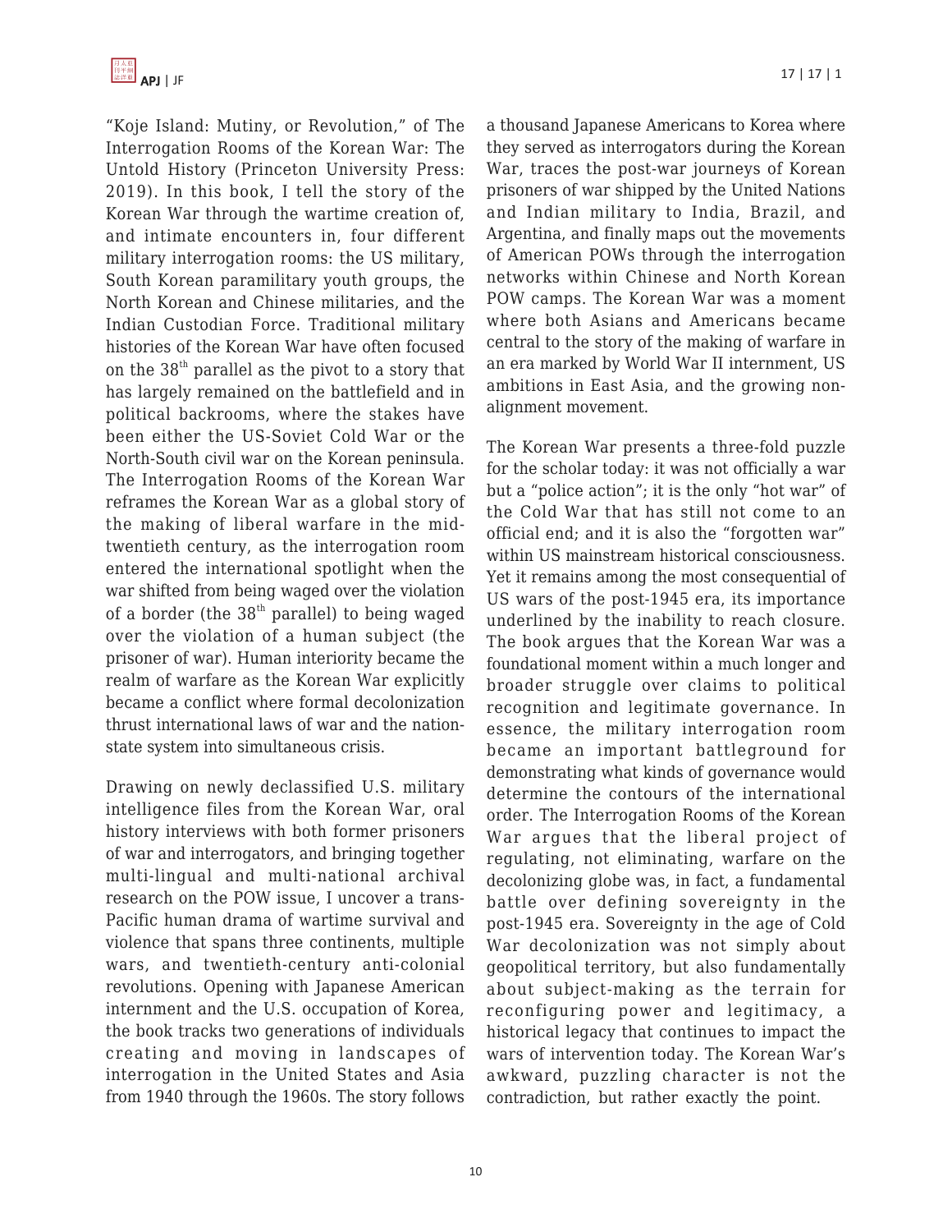"Koje Island: Mutiny, or Revolution," of The Interrogation Rooms of the Korean War: The Untold History (Princeton University Press: 2019). In this book, I tell the story of the Korean War through the wartime creation of, and intimate encounters in, four different military interrogation rooms: the US military, South Korean paramilitary youth groups, the North Korean and Chinese militaries, and the Indian Custodian Force. Traditional military histories of the Korean War have often focused on the 38th parallel as the pivot to a story that has largely remained on the battlefield and in political backrooms, where the stakes have been either the US-Soviet Cold War or the North-South civil war on the Korean peninsula. The Interrogation Rooms of the Korean War reframes the Korean War as a global story of the making of liberal warfare in the mid-twentieth century, as the interrogation room entered the international spotlight when the war shifted from being waged over the violation of a border (the 38th parallel) to being waged over the violation of a human subject (the prisoner of war). Human interiority became the realm of warfare as the Korean War explicitly became a conflict where formal decolonization thrust international laws of war and the nation-state system into simultaneous crisis.

Drawing on newly declassified U.S. military intelligence files from the Korean War, oral history interviews with both former prisoners of war and interrogators, and bringing together multi-lingual and multi-national archival research on the POW issue, I uncover a trans-Pacific human drama of wartime survival and violence that spans three continents, multiple wars, and twentieth-century anti-colonial revolutions. Opening with Japanese American internment and the U.S. occupation of Korea, the book tracks two generations of individuals creating and moving in landscapes of interrogation in the United States and Asia from 1940 through the 1960s. The story follows a thousand Japanese Americans to Korea where they served as interrogators during the Korean War, traces the post-war journeys of Korean prisoners of war shipped by the United Nations and Indian military to India, Brazil, and Argentina, and finally maps out the movements of American POWs through the interrogation networks within Chinese and North Korean POW camps. The Korean War was a moment where both Asians and Americans became central to the story of the making of warfare in an era marked by World War II internment, US ambitions in East Asia, and the growing non-alignment movement.

The Korean War presents a three-fold puzzle for the scholar today: it was not officially a war but a "police action"; it is the only "hot war" of the Cold War that has still not come to an official end; and it is also the "forgotten war" within US mainstream historical consciousness. Yet it remains among the most consequential of US wars of the post-1945 era, its importance underlined by the inability to reach closure. The book argues that the Korean War was a foundational moment within a much longer and broader struggle over claims to political recognition and legitimate governance. In essence, the military interrogation room became an important battleground for demonstrating what kinds of governance would determine the contours of the international order. The Interrogation Rooms of the Korean War argues that the liberal project of regulating, not eliminating, warfare on the decolonizing globe was, in fact, a fundamental battle over defining sovereignty in the post-1945 era. Sovereignty in the age of Cold War decolonization was not simply about geopolitical territory, but also fundamentally about subject-making as the terrain for reconfiguring power and legitimacy, a historical legacy that continues to impact the wars of intervention today. The Korean War's awkward, puzzling character is not the contradiction, but rather exactly the point.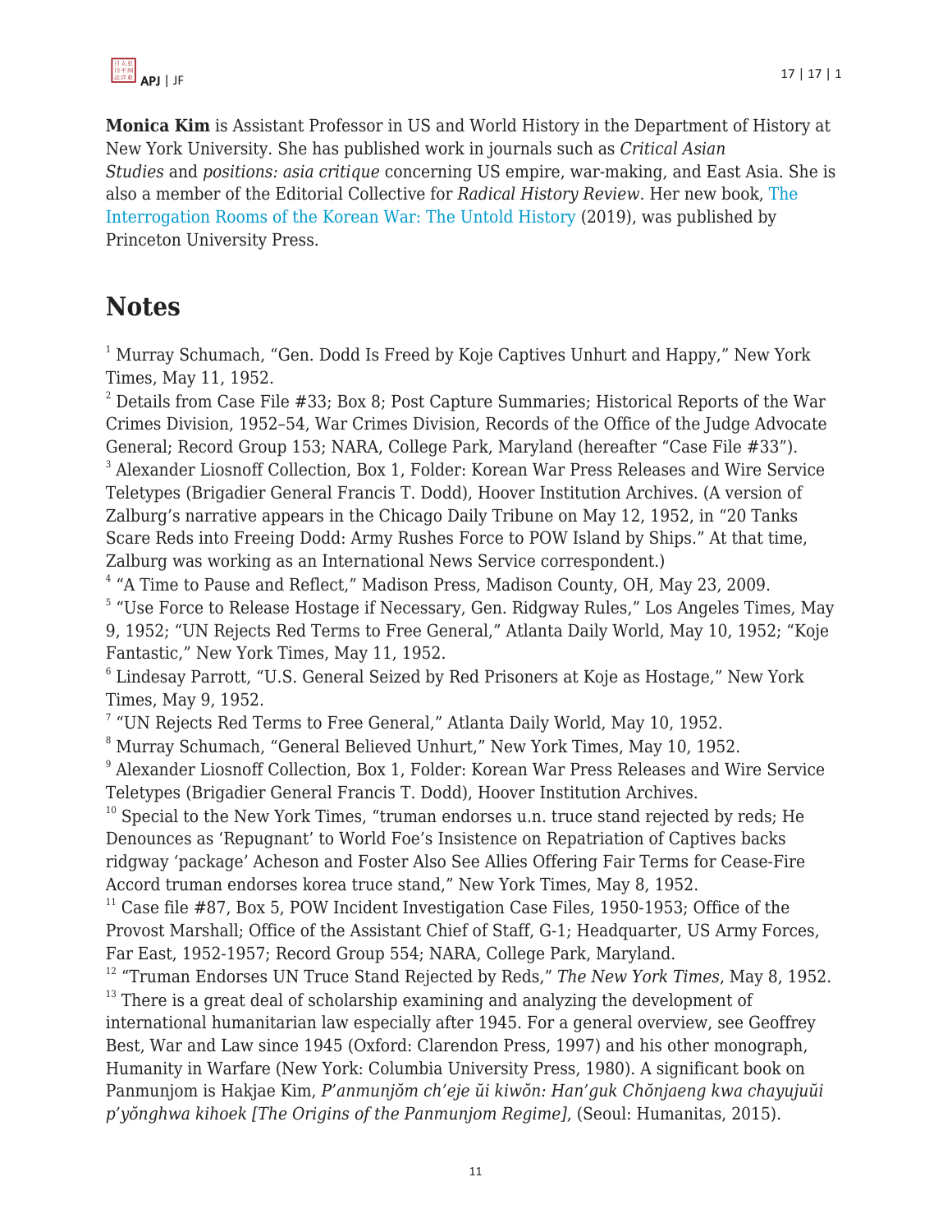**Monica Kim** is Assistant Professor in US and World History in the Department of History at New York University. She has published work in journals such as *Critical Asian Studies* and *positions: asia critique* concerning US empire, war-making, and East Asia. She is also a member of the Editorial Collective for *Radical History Review*. Her new book, The Interrogation Rooms of the Korean War: The Untold History (2019), was published by Princeton University Press.

## Notes

[1] Murray Schumach, "Gen. Dodd Is Freed by Koje Captives Unhurt and Happy," New York Times, May 11, 1952.

[2] Details from Case File #33; Box 8; Post Capture Summaries; Historical Reports of the War Crimes Division, 1952–54, War Crimes Division, Records of the Office of the Judge Advocate General; Record Group 153; NARA, College Park, Maryland (hereafter "Case File #33").

[3] Alexander Liosnoff Collection, Box 1, Folder: Korean War Press Releases and Wire Service Teletypes (Brigadier General Francis T. Dodd), Hoover Institution Archives. (A version of Zalburg's narrative appears in the Chicago Daily Tribune on May 12, 1952, in "20 Tanks Scare Reds into Freeing Dodd: Army Rushes Force to POW Island by Ships." At that time, Zalburg was working as an International News Service correspondent.)

[4] "A Time to Pause and Reflect," Madison Press, Madison County, OH, May 23, 2009.

[5] "Use Force to Release Hostage if Necessary, Gen. Ridgway Rules," Los Angeles Times, May 9, 1952; "UN Rejects Red Terms to Free General," Atlanta Daily World, May 10, 1952; "Koje Fantastic," New York Times, May 11, 1952.

[6] Lindesay Parrott, "U.S. General Seized by Red Prisoners at Koje as Hostage," New York Times, May 9, 1952.

[7] "UN Rejects Red Terms to Free General," Atlanta Daily World, May 10, 1952.

[8] Murray Schumach, "General Believed Unhurt," New York Times, May 10, 1952.

[9] Alexander Liosnoff Collection, Box 1, Folder: Korean War Press Releases and Wire Service Teletypes (Brigadier General Francis T. Dodd), Hoover Institution Archives.

[10] Special to the New York Times, "truman endorses u.n. truce stand rejected by reds; He Denounces as 'Repugnant' to World Foe's Insistence on Repatriation of Captives backs ridgway 'package' Acheson and Foster Also See Allies Offering Fair Terms for Cease-Fire Accord truman endorses korea truce stand," New York Times, May 8, 1952.

[11] Case file #87, Box 5, POW Incident Investigation Case Files, 1950-1953; Office of the Provost Marshall; Office of the Assistant Chief of Staff, G-1; Headquarter, US Army Forces, Far East, 1952-1957; Record Group 554; NARA, College Park, Maryland.

[12] "Truman Endorses UN Truce Stand Rejected by Reds," *The New York Times*, May 8, 1952.

[13] There is a great deal of scholarship examining and analyzing the development of international humanitarian law especially after 1945. For a general overview, see Geoffrey Best, War and Law since 1945 (Oxford: Clarendon Press, 1997) and his other monograph, Humanity in Warfare (New York: Columbia University Press, 1980). A significant book on Panmunjom is Hakjae Kim, *P'anmunjŏm ch'eje ŭi kiwŏn: Han'guk Chŏnjaeng kwa chayujuŭi p'yŏnghwa kihoek [The Origins of the Panmunjom Regime]*, (Seoul: Humanitas, 2015).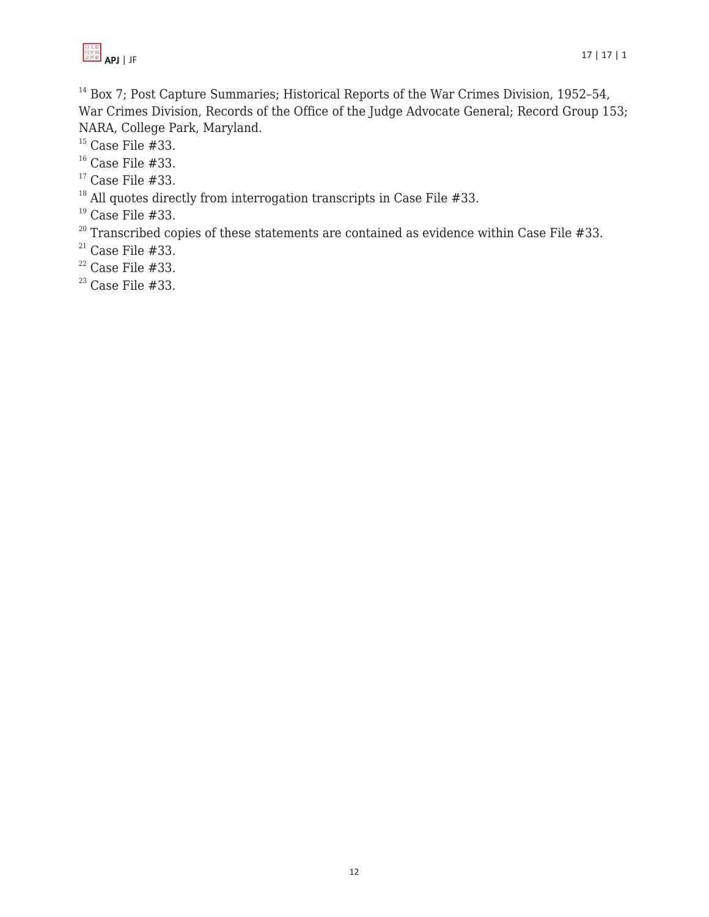[14] Box 7; Post Capture Summaries; Historical Reports of the War Crimes Division, 1952–54, War Crimes Division, Records of the Office of the Judge Advocate General; Record Group 153; NARA, College Park, Maryland.

[15] Case File #33.

[16] Case File #33.

[17] Case File #33.

[18] All quotes directly from interrogation transcripts in Case File #33.

[19] Case File #33.

[20] Transcribed copies of these statements are contained as evidence within Case File #33.

[21] Case File #33.

[22] Case File #33.

[23] Case File #33.